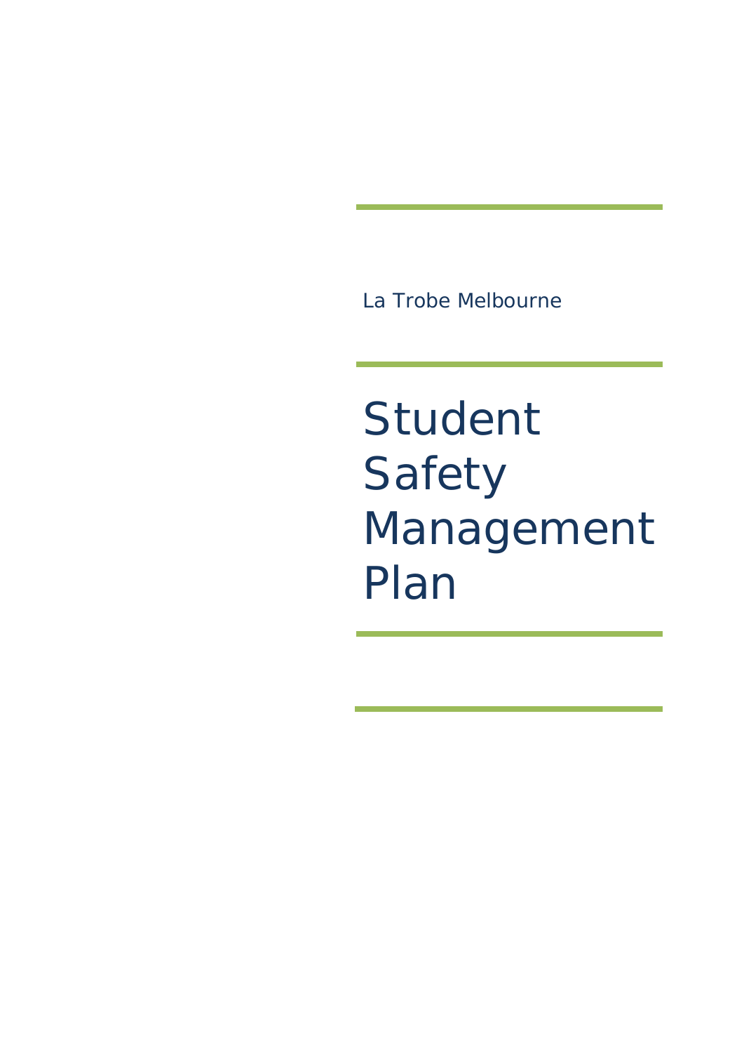La Trobe Melbourne

# Student Safety Management Plan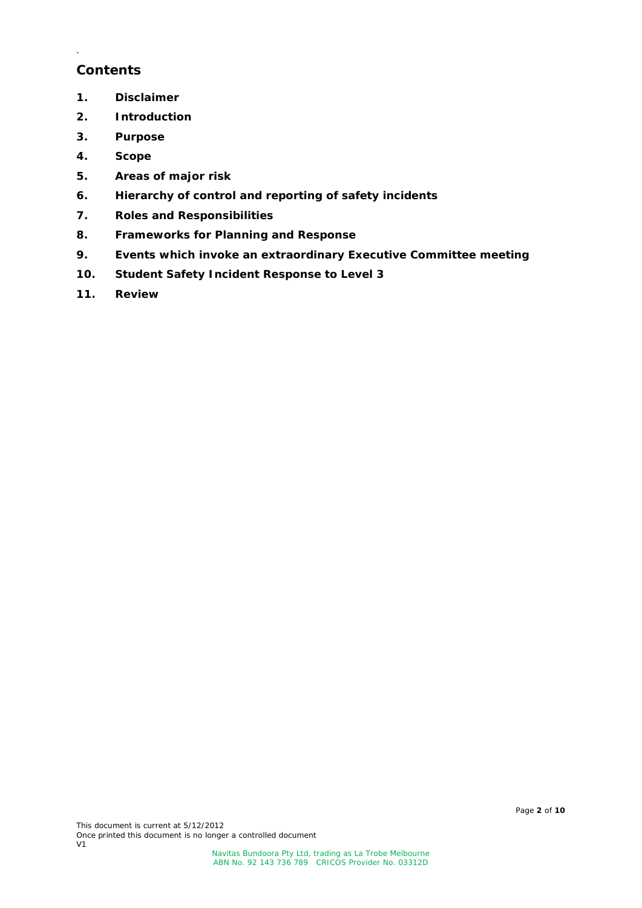## Contents

1. **Disclaimer**
2. **Introduction**
3. **Purpose**
4. **Scope**
5. **Areas of major risk**
6. **Hierarchy of control and reporting of safety incidents**
7. **Roles and Responsibilities**
8. **Frameworks for Planning and Response**
9. **Events which invoke an extraordinary Executive Committee meeting**
10. **Student Safety Incident Response to Level 3**
11. **Review**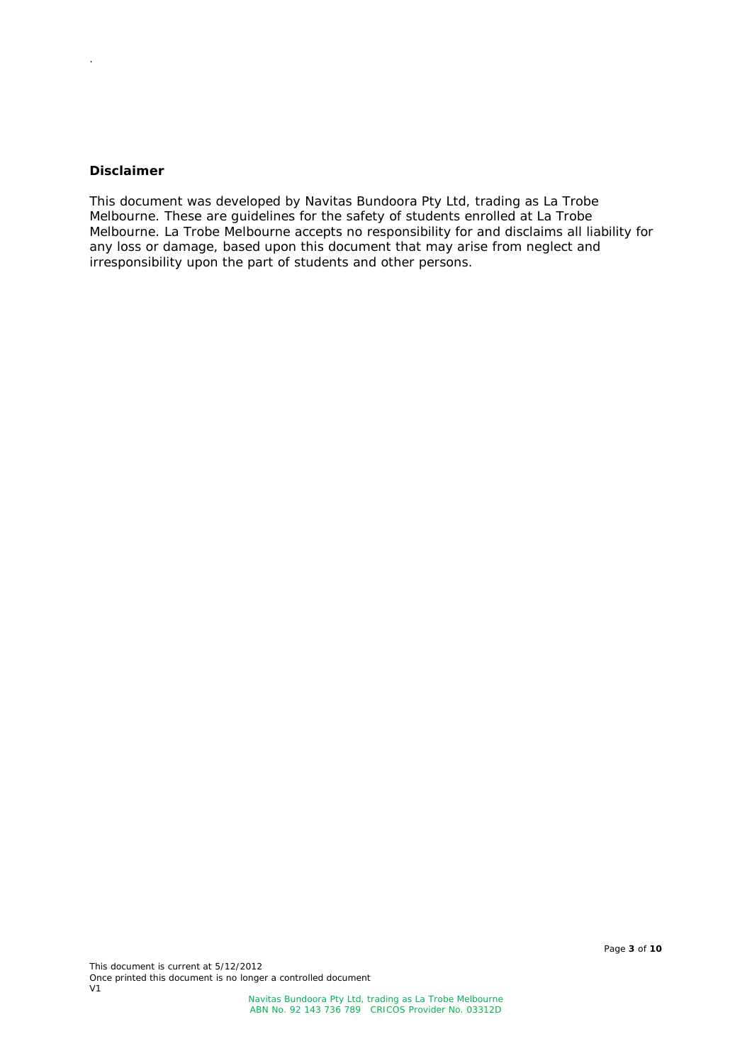## Disclaimer

This document was developed by Navitas Bundoora Pty Ltd, trading as La Trobe Melbourne. These are guidelines for the safety of students enrolled at La Trobe Melbourne. La Trobe Melbourne accepts no responsibility for and disclaims all liability for any loss or damage, based upon this document that may arise from neglect and irresponsibility upon the part of students and other persons.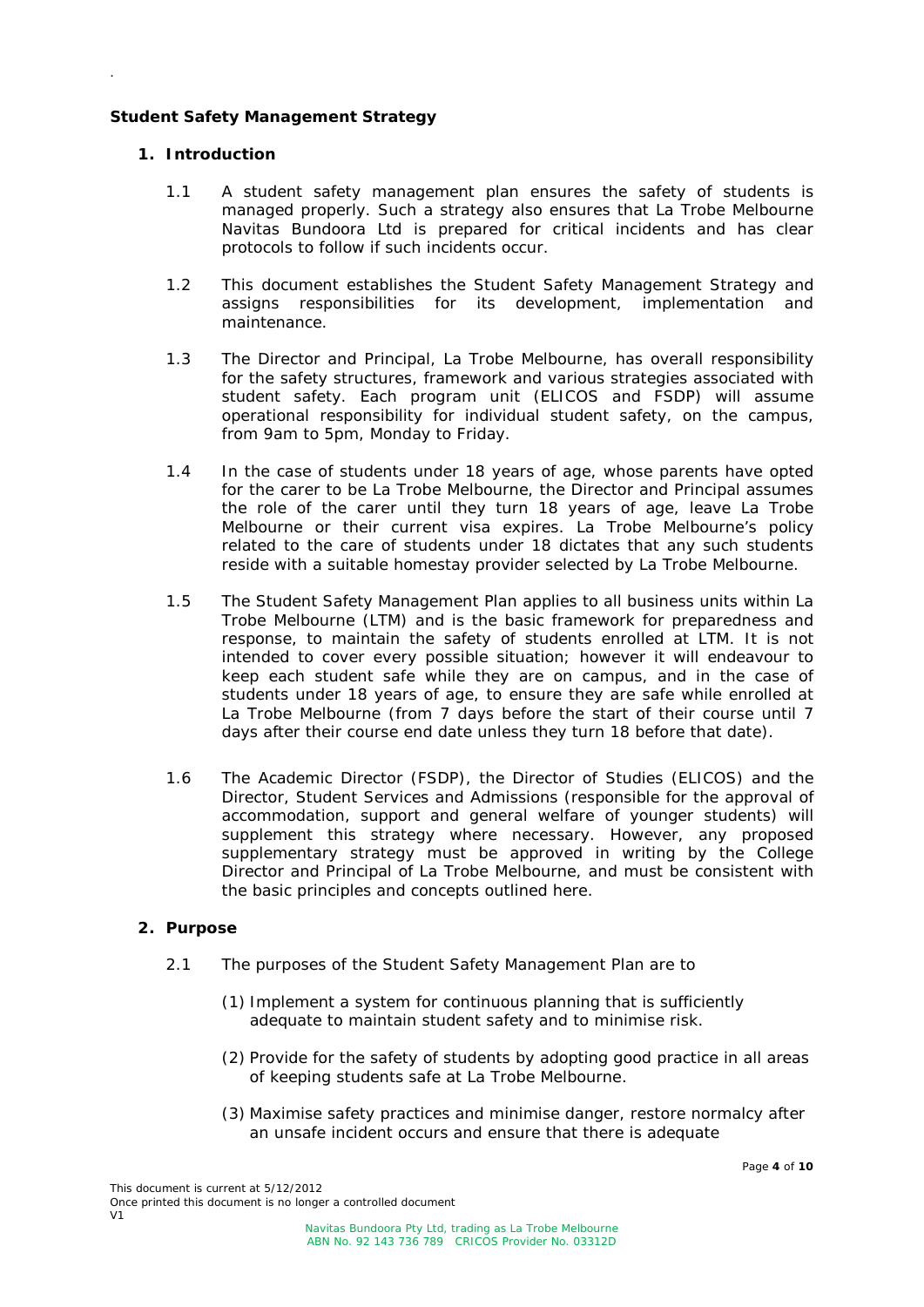**Student Safety Management Strategy**

## 1. Introduction

1.1 A student safety management plan ensures the safety of students is managed properly. Such a strategy also ensures that La Trobe Melbourne Navitas Bundoora Ltd is prepared for critical incidents and has clear protocols to follow if such incidents occur.

1.2 This document establishes the Student Safety Management Strategy and assigns responsibilities for its development, implementation and maintenance.

1.3 The Director and Principal, La Trobe Melbourne, has overall responsibility for the safety structures, framework and various strategies associated with student safety. Each program unit (ELICOS and FSDP) will assume operational responsibility for individual student safety, on the campus, from 9am to 5pm, Monday to Friday.

1.4 In the case of students under 18 years of age, whose parents have opted for the carer to be La Trobe Melbourne, the Director and Principal assumes the role of the carer until they turn 18 years of age, leave La Trobe Melbourne or their current visa expires. La Trobe Melbourne's policy related to the care of students under 18 dictates that any such students reside with a suitable homestay provider selected by La Trobe Melbourne.

1.5 The Student Safety Management Plan applies to all business units within La Trobe Melbourne (LTM) and is the basic framework for preparedness and response, to maintain the safety of students enrolled at LTM. It is not intended to cover every possible situation; however it will endeavour to keep each student safe while they are on campus, and in the case of students under 18 years of age, to ensure they are safe while enrolled at La Trobe Melbourne (from 7 days before the start of their course until 7 days after their course end date unless they turn 18 before that date).

1.6 The Academic Director (FSDP), the Director of Studies (ELICOS) and the Director, Student Services and Admissions (responsible for the approval of accommodation, support and general welfare of younger students) will supplement this strategy where necessary. However, any proposed supplementary strategy must be approved in writing by the College Director and Principal of La Trobe Melbourne, and must be consistent with the basic principles and concepts outlined here.

## 2. Purpose

2.1 The purposes of the Student Safety Management Plan are to

(1) Implement a system for continuous planning that is sufficiently adequate to maintain student safety and to minimise risk.

(2) Provide for the safety of students by adopting good practice in all areas of keeping students safe at La Trobe Melbourne.

(3) Maximise safety practices and minimise danger, restore normalcy after an unsafe incident occurs and ensure that there is adequate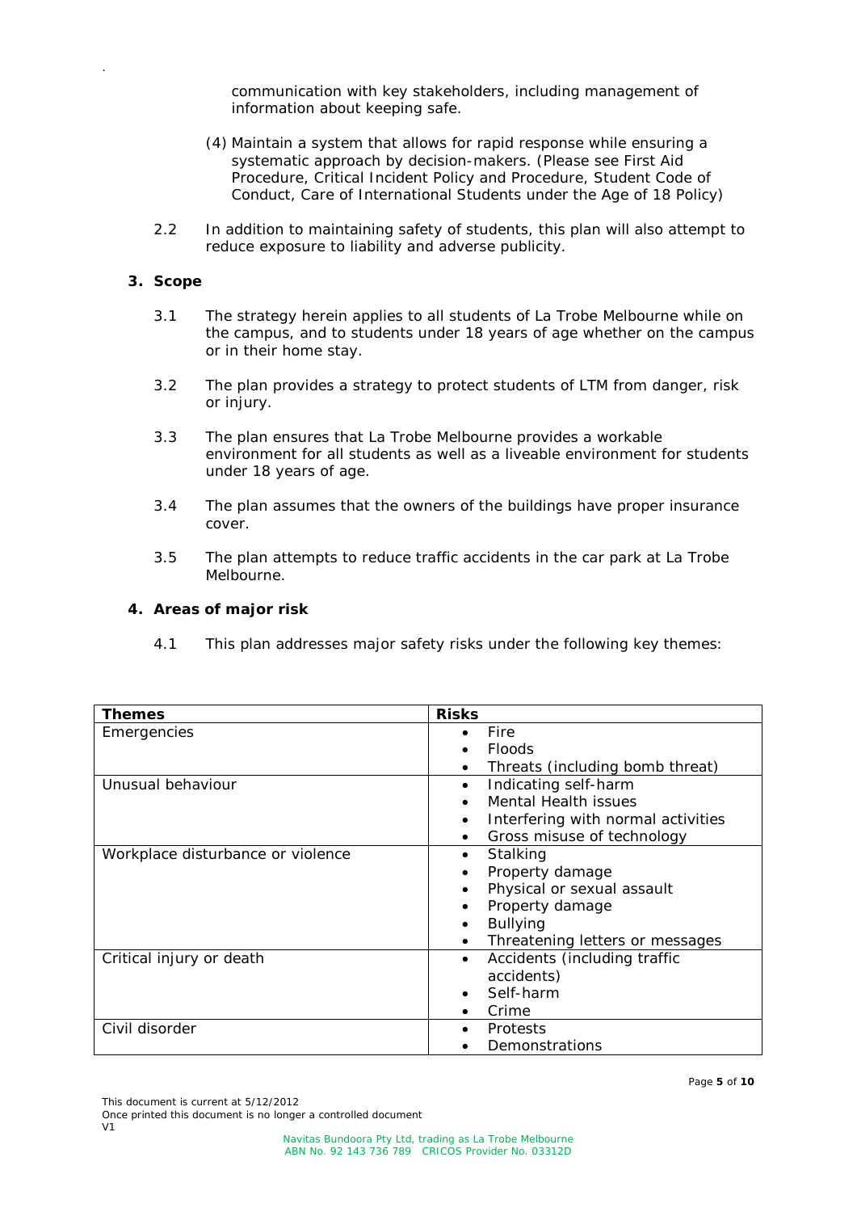communication with key stakeholders, including management of information about keeping safe.

(4) Maintain a system that allows for rapid response while ensuring a systematic approach by decision-makers. (Please see First Aid Procedure, Critical Incident Policy and Procedure, Student Code of Conduct, Care of International Students under the Age of 18 Policy)

2.2 In addition to maintaining safety of students, this plan will also attempt to reduce exposure to liability and adverse publicity.

## 3. Scope

3.1 The strategy herein applies to all students of La Trobe Melbourne while on the campus, and to students under 18 years of age whether on the campus or in their home stay.

3.2 The plan provides a strategy to protect students of LTM from danger, risk or injury.

3.3 The plan ensures that La Trobe Melbourne provides a workable environment for all students as well as a liveable environment for students under 18 years of age.

3.4 The plan assumes that the owners of the buildings have proper insurance cover.

3.5 The plan attempts to reduce traffic accidents in the car park at La Trobe Melbourne.

## 4. Areas of major risk

4.1 This plan addresses major safety risks under the following key themes:

| Themes | Risks |
|---|---|
| Emergencies | • Fire<br>• Floods<br>• Threats (including bomb threat) |
| Unusual behaviour | • Indicating self-harm<br>• Mental Health issues<br>• Interfering with normal activities<br>• Gross misuse of technology |
| Workplace disturbance or violence | • Stalking<br>• Property damage<br>• Physical or sexual assault<br>• Property damage<br>• Bullying<br>• Threatening letters or messages |
| Critical injury or death | • Accidents (including traffic accidents)<br>• Self-harm<br>• Crime |
| Civil disorder | • Protests<br>• Demonstrations |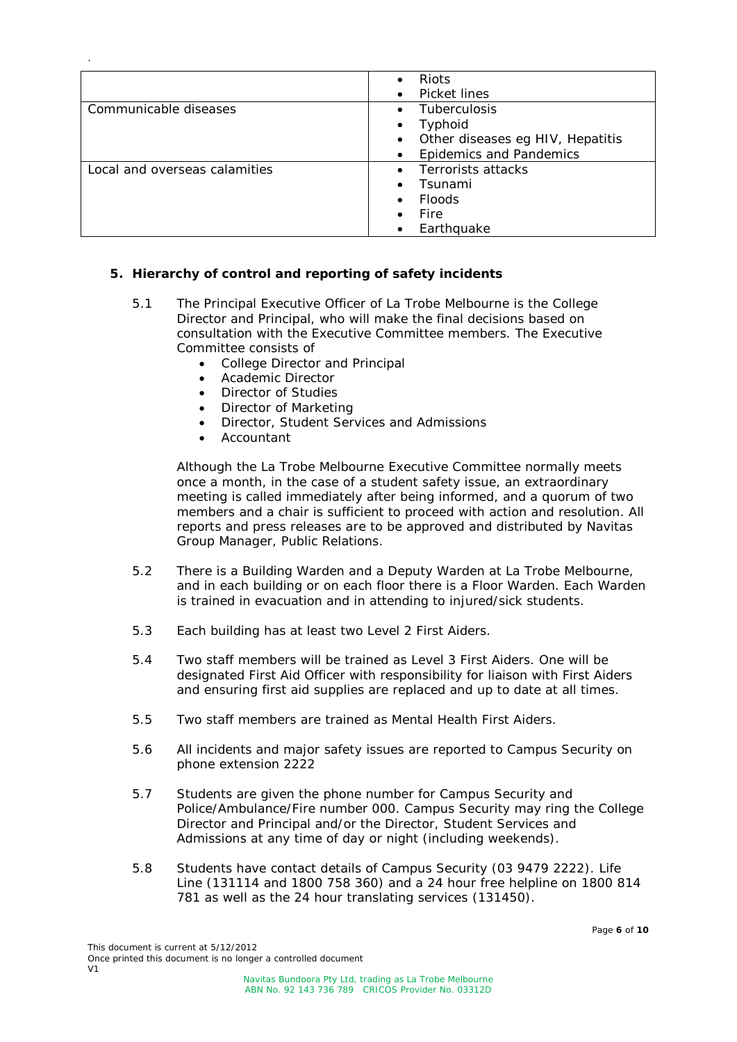| | |
|---|---|
| | • Riots<br>• Picket lines |
| Communicable diseases | • Tuberculosis<br>• Typhoid<br>• Other diseases eg HIV, Hepatitis<br>• Epidemics and Pandemics |
| Local and overseas calamities | • Terrorists attacks<br>• Tsunami<br>• Floods<br>• Fire<br>• Earthquake |

## 5. Hierarchy of control and reporting of safety incidents

5.1 The Principal Executive Officer of La Trobe Melbourne is the College Director and Principal, who will make the final decisions based on consultation with the Executive Committee members. The Executive Committee consists of

- College Director and Principal
- Academic Director
- Director of Studies
- Director of Marketing
- Director, Student Services and Admissions
- Accountant

Although the La Trobe Melbourne Executive Committee normally meets once a month, in the case of a student safety issue, an extraordinary meeting is called immediately after being informed, and a quorum of two members and a chair is sufficient to proceed with action and resolution. All reports and press releases are to be approved and distributed by Navitas Group Manager, Public Relations.

5.2 There is a Building Warden and a Deputy Warden at La Trobe Melbourne, and in each building or on each floor there is a Floor Warden. Each Warden is trained in evacuation and in attending to injured/sick students.

5.3 Each building has at least two Level 2 First Aiders.

5.4 Two staff members will be trained as Level 3 First Aiders. One will be designated First Aid Officer with responsibility for liaison with First Aiders and ensuring first aid supplies are replaced and up to date at all times.

5.5 Two staff members are trained as Mental Health First Aiders.

5.6 All incidents and major safety issues are reported to Campus Security on phone extension 2222

5.7 Students are given the phone number for Campus Security and Police/Ambulance/Fire number 000. Campus Security may ring the College Director and Principal and/or the Director, Student Services and Admissions at any time of day or night (including weekends).

5.8 Students have contact details of Campus Security (03 9479 2222). Life Line (131114 and 1800 758 360) and a 24 hour free helpline on 1800 814 781 as well as the 24 hour translating services (131450).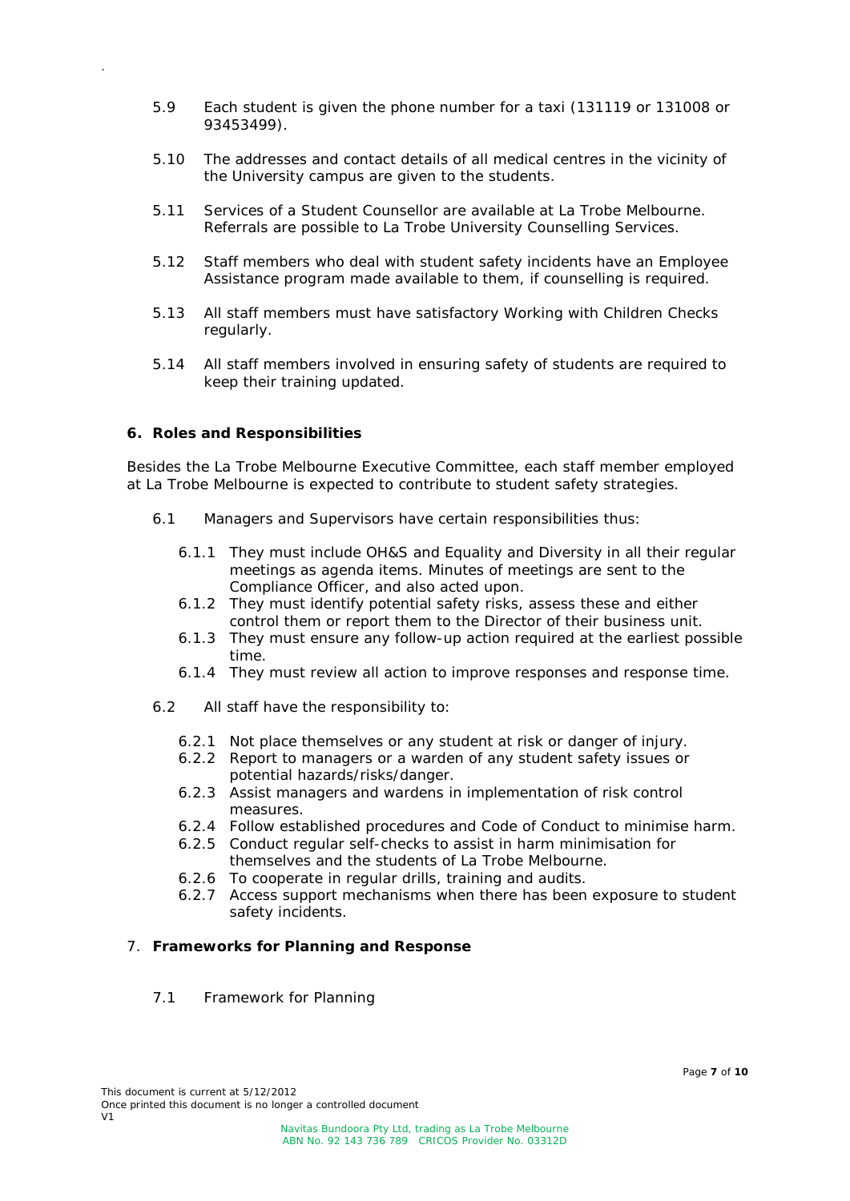5.9 Each student is given the phone number for a taxi (131119 or 131008 or 93453499).

5.10 The addresses and contact details of all medical centres in the vicinity of the University campus are given to the students.

5.11 Services of a Student Counsellor are available at La Trobe Melbourne. Referrals are possible to La Trobe University Counselling Services.

5.12 Staff members who deal with student safety incidents have an Employee Assistance program made available to them, if counselling is required.

5.13 All staff members must have satisfactory Working with Children Checks regularly.

5.14 All staff members involved in ensuring safety of students are required to keep their training updated.

## 6. Roles and Responsibilities

Besides the La Trobe Melbourne Executive Committee, each staff member employed at La Trobe Melbourne is expected to contribute to student safety strategies.

6.1 Managers and Supervisors have certain responsibilities thus:

- 6.1.1 They must include OH&S and Equality and Diversity in all their regular meetings as agenda items. Minutes of meetings are sent to the Compliance Officer, and also acted upon.
- 6.1.2 They must identify potential safety risks, assess these and either control them or report them to the Director of their business unit.
- 6.1.3 They must ensure any follow-up action required at the earliest possible time.
- 6.1.4 They must review all action to improve responses and response time.

6.2 All staff have the responsibility to:

- 6.2.1 Not place themselves or any student at risk or danger of injury.
- 6.2.2 Report to managers or a warden of any student safety issues or potential hazards/risks/danger.
- 6.2.3 Assist managers and wardens in implementation of risk control measures.
- 6.2.4 Follow established procedures and Code of Conduct to minimise harm.
- 6.2.5 Conduct regular self-checks to assist in harm minimisation for themselves and the students of La Trobe Melbourne.
- 6.2.6 To cooperate in regular drills, training and audits.
- 6.2.7 Access support mechanisms when there has been exposure to student safety incidents.

## 7. Frameworks for Planning and Response

7.1 Framework for Planning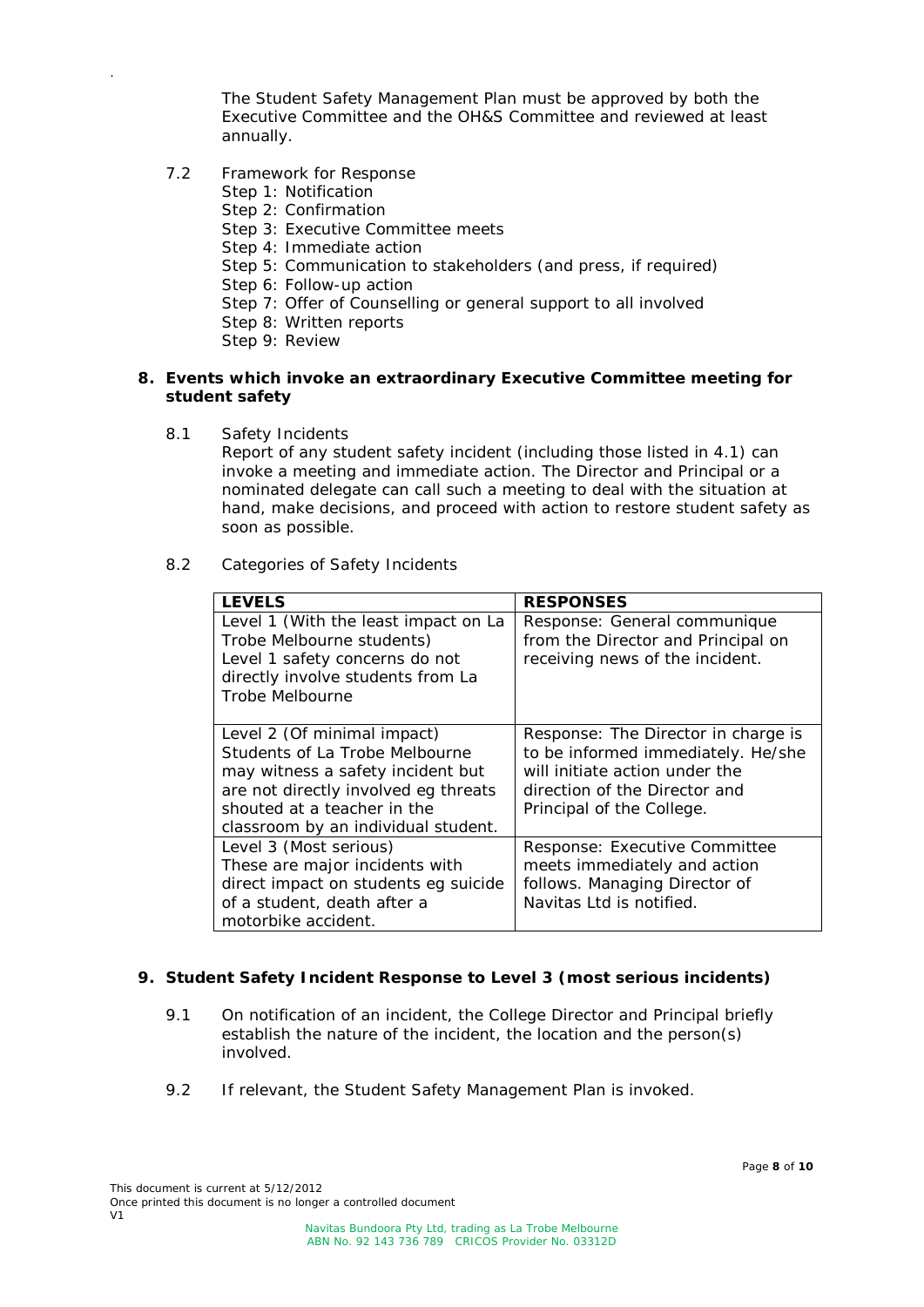The Student Safety Management Plan must be approved by both the Executive Committee and the OH&S Committee and reviewed at least annually.

7.2 Framework for Response
Step 1: Notification
Step 2: Confirmation
Step 3: Executive Committee meets
Step 4: Immediate action
Step 5: Communication to stakeholders (and press, if required)
Step 6: Follow-up action
Step 7: Offer of Counselling or general support to all involved
Step 8: Written reports
Step 9: Review

## 8. Events which invoke an extraordinary Executive Committee meeting for student safety

8.1 Safety Incidents
Report of any student safety incident (including those listed in 4.1) can invoke a meeting and immediate action. The Director and Principal or a nominated delegate can call such a meeting to deal with the situation at hand, make decisions, and proceed with action to restore student safety as soon as possible.

8.2 Categories of Safety Incidents

| LEVELS | RESPONSES |
|---|---|
| Level 1 (With the least impact on La Trobe Melbourne students) Level 1 safety concerns do not directly involve students from La Trobe Melbourne | Response: General communique from the Director and Principal on receiving news of the incident. |
| Level 2 (Of minimal impact) Students of La Trobe Melbourne may witness a safety incident but are not directly involved eg threats shouted at a teacher in the classroom by an individual student. | Response: The Director in charge is to be informed immediately. He/she will initiate action under the direction of the Director and Principal of the College. |
| Level 3 (Most serious) These are major incidents with direct impact on students eg suicide of a student, death after a motorbike accident. | Response: Executive Committee meets immediately and action follows. Managing Director of Navitas Ltd is notified. |

## 9. Student Safety Incident Response to Level 3 (most serious incidents)

9.1 On notification of an incident, the College Director and Principal briefly establish the nature of the incident, the location and the person(s) involved.

9.2 If relevant, the Student Safety Management Plan is invoked.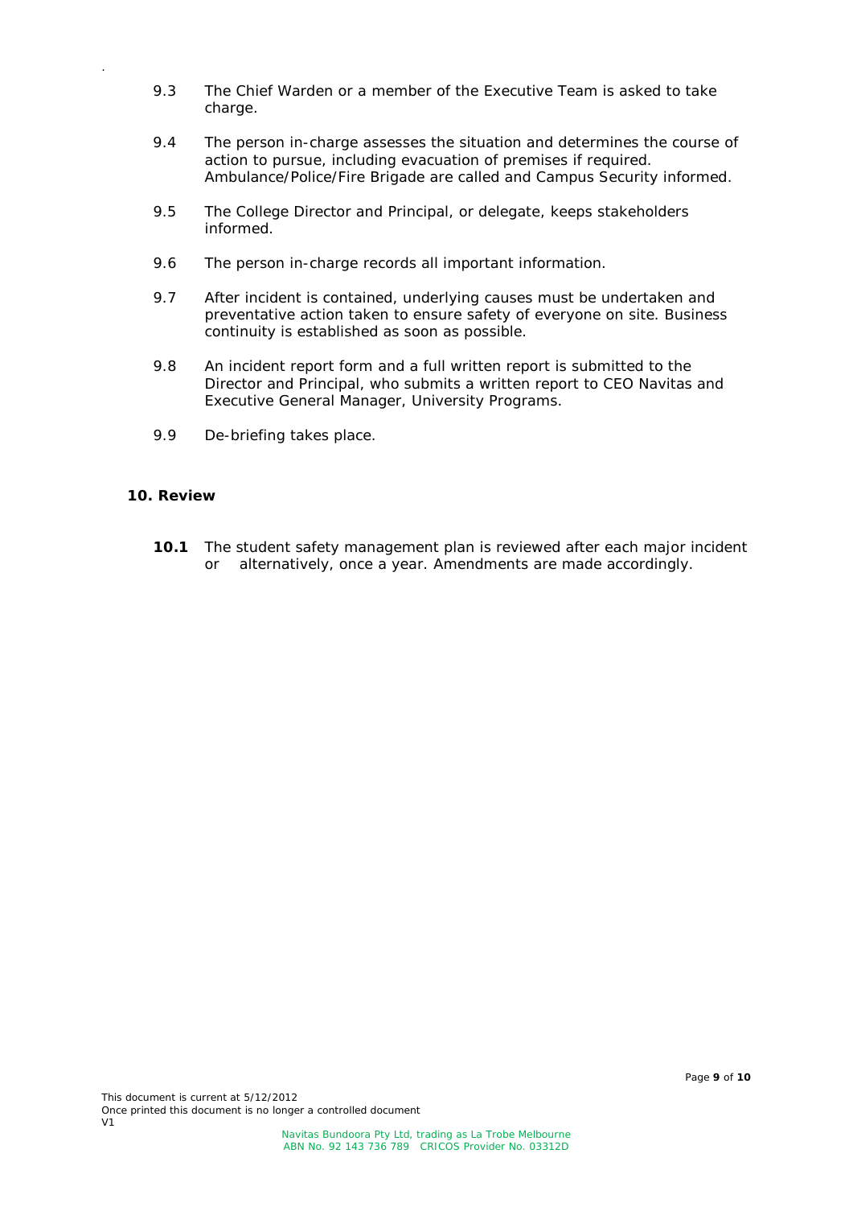9.3 The Chief Warden or a member of the Executive Team is asked to take charge.

9.4 The person in-charge assesses the situation and determines the course of action to pursue, including evacuation of premises if required. Ambulance/Police/Fire Brigade are called and Campus Security informed.

9.5 The College Director and Principal, or delegate, keeps stakeholders informed.

9.6 The person in-charge records all important information.

9.7 After incident is contained, underlying causes must be undertaken and preventative action taken to ensure safety of everyone on site. Business continuity is established as soon as possible.

9.8 An incident report form and a full written report is submitted to the Director and Principal, who submits a written report to CEO Navitas and Executive General Manager, University Programs.

9.9 De-briefing takes place.

## 10. Review

**10.1** The student safety management plan is reviewed after each major incident or alternatively, once a year. Amendments are made accordingly.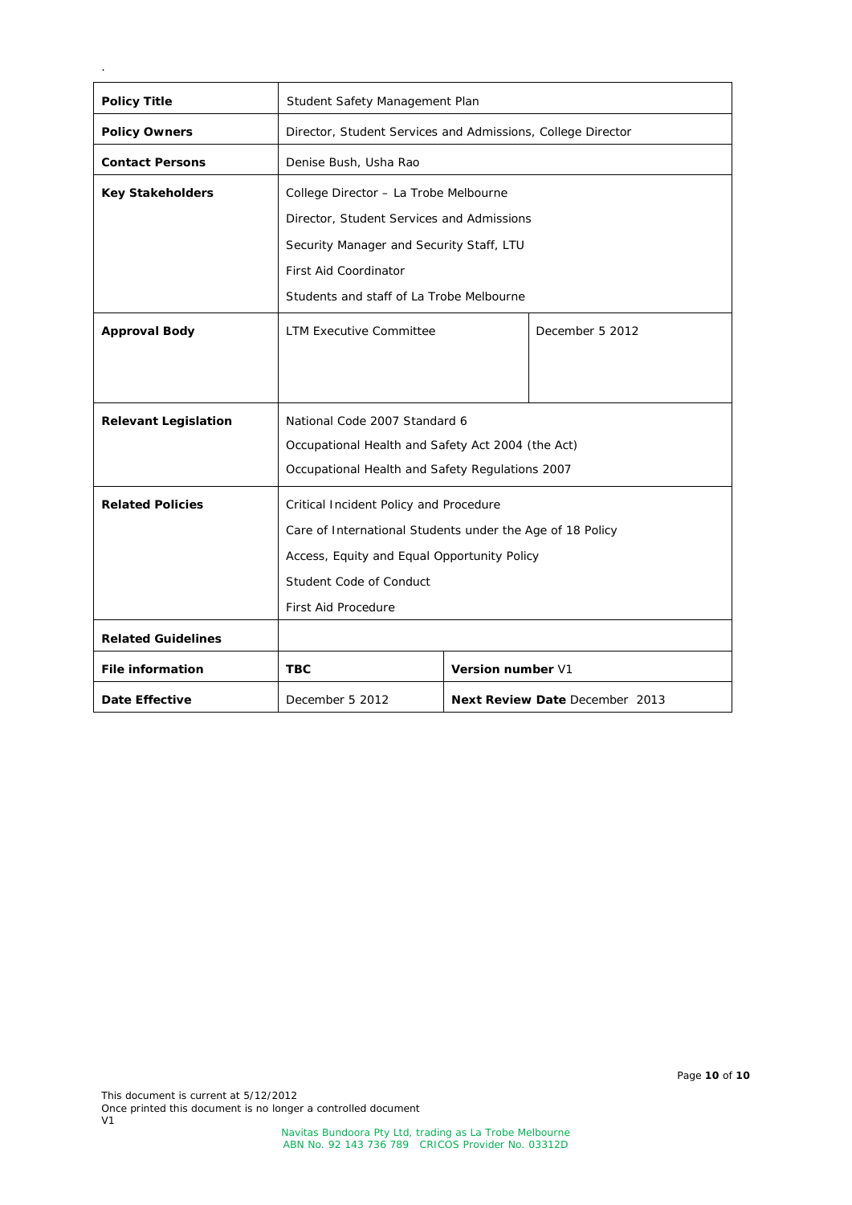| | | |
|---|---|---|
| **Policy Title** | Student Safety Management Plan | |
| **Policy Owners** | Director, Student Services and Admissions, College Director | |
| **Contact Persons** | Denise Bush, Usha Rao | |
| **Key Stakeholders** | College Director – La Trobe Melbourne<br>Director, Student Services and Admissions<br>Security Manager and Security Staff, LTU<br>First Aid Coordinator<br>Students and staff of La Trobe Melbourne | |
| **Approval Body** | LTM Executive Committee | December 5 2012 |
| **Relevant Legislation** | National Code 2007 Standard 6<br>Occupational Health and Safety Act 2004 (the Act)<br>Occupational Health and Safety Regulations 2007 | |
| **Related Policies** | Critical Incident Policy and Procedure<br>Care of International Students under the Age of 18 Policy<br>Access, Equity and Equal Opportunity Policy<br>Student Code of Conduct<br>First Aid Procedure | |
| **Related Guidelines** | | |
| **File information** | **TBC** | **Version number** V1 |
| **Date Effective** | December 5 2012 | **Next Review Date** December 2013 |

This document is current at 5/12/2012
Once printed this document is no longer a controlled document
V1

Navitas Bundoora Pty Ltd, trading as La Trobe Melbourne
ABN No. 92 143 736 789 CRICOS Provider No. 03312D